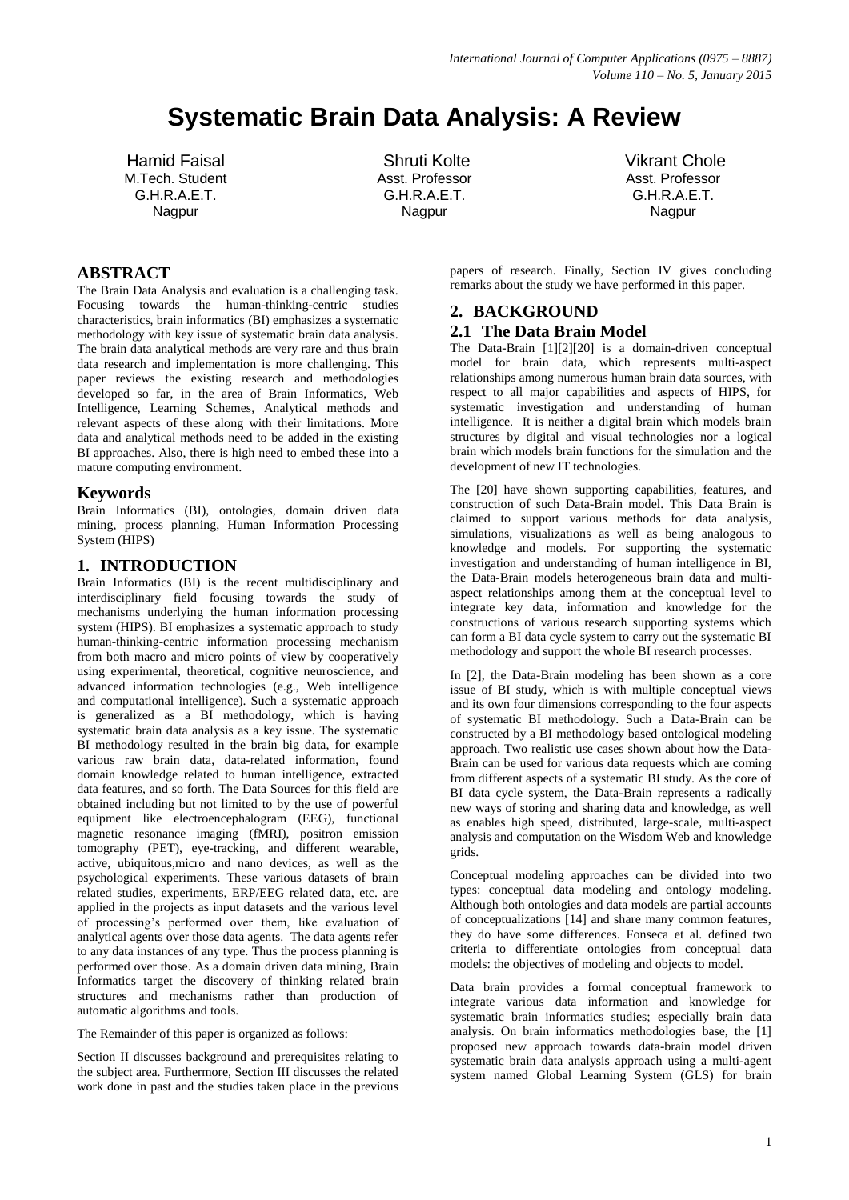# Systematic Brain Data Analysis: A Review

Hamid Faisal
M.Tech. Student
G.H.R.A.E.T.
Nagpur

Shruti Kolte
Asst. Professor
G.H.R.A.E.T.
Nagpur

Vikrant Chole
Asst. Professor
G.H.R.A.E.T.
Nagpur

## ABSTRACT

The Brain Data Analysis and evaluation is a challenging task. Focusing towards the human-thinking-centric studies characteristics, brain informatics (BI) emphasizes a systematic methodology with key issue of systematic brain data analysis. The brain data analytical methods are very rare and thus brain data research and implementation is more challenging. This paper reviews the existing research and methodologies developed so far, in the area of Brain Informatics, Web Intelligence, Learning Schemes, Analytical methods and relevant aspects of these along with their limitations. More data and analytical methods need to be added in the existing BI approaches. Also, there is high need to embed these into a mature computing environment.

## Keywords

Brain Informatics (BI), ontologies, domain driven data mining, process planning, Human Information Processing System (HIPS)

## 1. INTRODUCTION

Brain Informatics (BI) is the recent multidisciplinary and interdisciplinary field focusing towards the study of mechanisms underlying the human information processing system (HIPS). BI emphasizes a systematic approach to study human-thinking-centric information processing mechanism from both macro and micro points of view by cooperatively using experimental, theoretical, cognitive neuroscience, and advanced information technologies (e.g., Web intelligence and computational intelligence). Such a systematic approach is generalized as a BI methodology, which is having systematic brain data analysis as a key issue. The systematic BI methodology resulted in the brain big data, for example various raw brain data, data-related information, found domain knowledge related to human intelligence, extracted data features, and so forth. The Data Sources for this field are obtained including but not limited to by the use of powerful equipment like electroencephalogram (EEG), functional magnetic resonance imaging (fMRI), positron emission tomography (PET), eye-tracking, and different wearable, active, ubiquitous,micro and nano devices, as well as the psychological experiments. These various datasets of brain related studies, experiments, ERP/EEG related data, etc. are applied in the projects as input datasets and the various level of processing's performed over them, like evaluation of analytical agents over those data agents. The data agents refer to any data instances of any type. Thus the process planning is performed over those. As a domain driven data mining, Brain Informatics target the discovery of thinking related brain structures and mechanisms rather than production of automatic algorithms and tools.

The Remainder of this paper is organized as follows:

Section II discusses background and prerequisites relating to the subject area. Furthermore, Section III discusses the related work done in past and the studies taken place in the previous papers of research. Finally, Section IV gives concluding remarks about the study we have performed in this paper.

## 2. BACKGROUND

### 2.1 The Data Brain Model

The Data-Brain [1][2][20] is a domain-driven conceptual model for brain data, which represents multi-aspect relationships among numerous human brain data sources, with respect to all major capabilities and aspects of HIPS, for systematic investigation and understanding of human intelligence. It is neither a digital brain which models brain structures by digital and visual technologies nor a logical brain which models brain functions for the simulation and the development of new IT technologies.

The [20] have shown supporting capabilities, features, and construction of such Data-Brain model. This Data Brain is claimed to support various methods for data analysis, simulations, visualizations as well as being analogous to knowledge and models. For supporting the systematic investigation and understanding of human intelligence in BI, the Data-Brain models heterogeneous brain data and multi-aspect relationships among them at the conceptual level to integrate key data, information and knowledge for the constructions of various research supporting systems which can form a BI data cycle system to carry out the systematic BI methodology and support the whole BI research processes.

In [2], the Data-Brain modeling has been shown as a core issue of BI study, which is with multiple conceptual views and its own four dimensions corresponding to the four aspects of systematic BI methodology. Such a Data-Brain can be constructed by a BI methodology based ontological modeling approach. Two realistic use cases shown about how the Data-Brain can be used for various data requests which are coming from different aspects of a systematic BI study. As the core of BI data cycle system, the Data-Brain represents a radically new ways of storing and sharing data and knowledge, as well as enables high speed, distributed, large-scale, multi-aspect analysis and computation on the Wisdom Web and knowledge grids.

Conceptual modeling approaches can be divided into two types: conceptual data modeling and ontology modeling. Although both ontologies and data models are partial accounts of conceptualizations [14] and share many common features, they do have some differences. Fonseca et al. defined two criteria to differentiate ontologies from conceptual data models: the objectives of modeling and objects to model.

Data brain provides a formal conceptual framework to integrate various data information and knowledge for systematic brain informatics studies; especially brain data analysis. On brain informatics methodologies base, the [1] proposed new approach towards data-brain model driven systematic brain data analysis approach using a multi-agent system named Global Learning System (GLS) for brain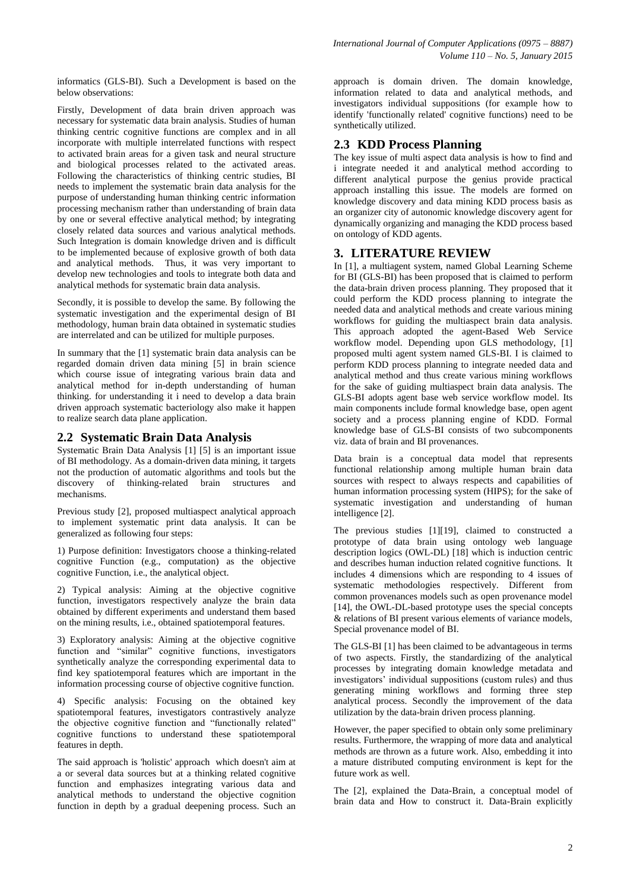informatics (GLS-BI). Such a Development is based on the below observations:

Firstly, Development of data brain driven approach was necessary for systematic data brain analysis. Studies of human thinking centric cognitive functions are complex and in all incorporate with multiple interrelated functions with respect to activated brain areas for a given task and neural structure and biological processes related to the activated areas. Following the characteristics of thinking centric studies, BI needs to implement the systematic brain data analysis for the purpose of understanding human thinking centric information processing mechanism rather than understanding of brain data by one or several effective analytical method; by integrating closely related data sources and various analytical methods. Such Integration is domain knowledge driven and is difficult to be implemented because of explosive growth of both data and analytical methods. Thus, it was very important to develop new technologies and tools to integrate both data and analytical methods for systematic brain data analysis.

Secondly, it is possible to develop the same. By following the systematic investigation and the experimental design of BI methodology, human brain data obtained in systematic studies are interrelated and can be utilized for multiple purposes.

In summary that the [1] systematic brain data analysis can be regarded domain driven data mining [5] in brain science which course issue of integrating various brain data and analytical method for in-depth understanding of human thinking. for understanding it i need to develop a data brain driven approach systematic bacteriology also make it happen to realize search data plane application.

## 2.2 Systematic Brain Data Analysis

Systematic Brain Data Analysis [1] [5] is an important issue of BI methodology. As a domain-driven data mining, it targets not the production of automatic algorithms and tools but the discovery of thinking-related brain structures and mechanisms.

Previous study [2], proposed multiaspect analytical approach to implement systematic print data analysis. It can be generalized as following four steps:

1) Purpose definition: Investigators choose a thinking-related cognitive Function (e.g., computation) as the objective cognitive Function, i.e., the analytical object.

2) Typical analysis: Aiming at the objective cognitive function, investigators respectively analyze the brain data obtained by different experiments and understand them based on the mining results, i.e., obtained spatiotemporal features.

3) Exploratory analysis: Aiming at the objective cognitive function and "similar" cognitive functions, investigators synthetically analyze the corresponding experimental data to find key spatiotemporal features which are important in the information processing course of objective cognitive function.

4) Specific analysis: Focusing on the obtained key spatiotemporal features, investigators contrastively analyze the objective cognitive function and "functionally related" cognitive functions to understand these spatiotemporal features in depth.

The said approach is 'holistic' approach which doesn't aim at a or several data sources but at a thinking related cognitive function and emphasizes integrating various data and analytical methods to understand the objective cognition function in depth by a gradual deepening process. Such an approach is domain driven. The domain knowledge, information related to data and analytical methods, and investigators individual suppositions (for example how to identify 'functionally related' cognitive functions) need to be synthetically utilized.

## 2.3 KDD Process Planning

The key issue of multi aspect data analysis is how to find and i integrate needed it and analytical method according to different analytical purpose the genius provide practical approach installing this issue. The models are formed on knowledge discovery and data mining KDD process basis as an organizer city of autonomic knowledge discovery agent for dynamically organizing and managing the KDD process based on ontology of KDD agents.

# 3. LITERATURE REVIEW

In [1], a multiagent system, named Global Learning Scheme for BI (GLS-BI) has been proposed that is claimed to perform the data-brain driven process planning. They proposed that it could perform the KDD process planning to integrate the needed data and analytical methods and create various mining workflows for guiding the multiaspect brain data analysis. This approach adopted the agent-Based Web Service workflow model. Depending upon GLS methodology, [1] proposed multi agent system named GLS-BI. I is claimed to perform KDD process planning to integrate needed data and analytical method and thus create various mining workflows for the sake of guiding multiaspect brain data analysis. The GLS-BI adopts agent base web service workflow model. Its main components include formal knowledge base, open agent society and a process planning engine of KDD. Formal knowledge base of GLS-BI consists of two subcomponents viz. data of brain and BI provenances.

Data brain is a conceptual data model that represents functional relationship among multiple human brain data sources with respect to always respects and capabilities of human information processing system (HIPS); for the sake of systematic investigation and understanding of human intelligence [2].

The previous studies [1][19], claimed to constructed a prototype of data brain using ontology web language description logics (OWL-DL) [18] which is induction centric and describes human induction related cognitive functions. It includes 4 dimensions which are responding to 4 issues of systematic methodologies respectively. Different from common provenances models such as open provenance model [14], the OWL-DL-based prototype uses the special concepts & relations of BI present various elements of variance models, Special provenance model of BI.

The GLS-BI [1] has been claimed to be advantageous in terms of two aspects. Firstly, the standardizing of the analytical processes by integrating domain knowledge metadata and investigators' individual suppositions (custom rules) and thus generating mining workflows and forming three step analytical process. Secondly the improvement of the data utilization by the data-brain driven process planning.

However, the paper specified to obtain only some preliminary results. Furthermore, the wrapping of more data and analytical methods are thrown as a future work. Also, embedding it into a mature distributed computing environment is kept for the future work as well.

The [2], explained the Data-Brain, a conceptual model of brain data and How to construct it. Data-Brain explicitly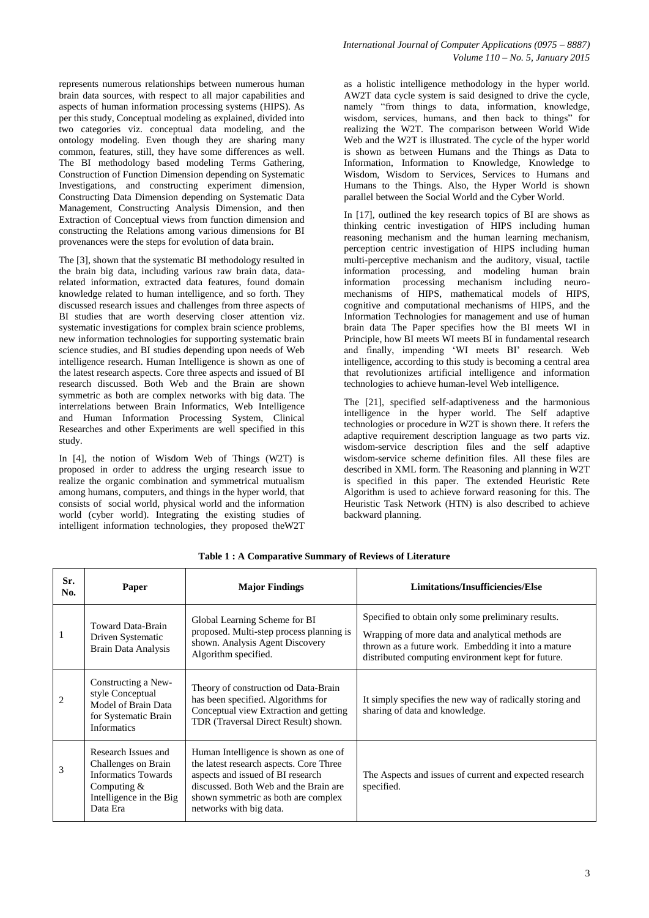represents numerous relationships between numerous human brain data sources, with respect to all major capabilities and aspects of human information processing systems (HIPS). As per this study, Conceptual modeling as explained, divided into two categories viz. conceptual data modeling, and the ontology modeling. Even though they are sharing many common, features, still, they have some differences as well. The BI methodology based modeling Terms Gathering, Construction of Function Dimension depending on Systematic Investigations, and constructing experiment dimension, Constructing Data Dimension depending on Systematic Data Management, Constructing Analysis Dimension, and then Extraction of Conceptual views from function dimension and constructing the Relations among various dimensions for BI provenances were the steps for evolution of data brain.

The [3], shown that the systematic BI methodology resulted in the brain big data, including various raw brain data, data-related information, extracted data features, found domain knowledge related to human intelligence, and so forth. They discussed research issues and challenges from three aspects of BI studies that are worth deserving closer attention viz. systematic investigations for complex brain science problems, new information technologies for supporting systematic brain science studies, and BI studies depending upon needs of Web intelligence research. Human Intelligence is shown as one of the latest research aspects. Core three aspects and issued of BI research discussed. Both Web and the Brain are shown symmetric as both are complex networks with big data. The interrelations between Brain Informatics, Web Intelligence and Human Information Processing System, Clinical Researches and other Experiments are well specified in this study.

In [4], the notion of Wisdom Web of Things (W2T) is proposed in order to address the urging research issue to realize the organic combination and symmetrical mutualism among humans, computers, and things in the hyper world, that consists of social world, physical world and the information world (cyber world). Integrating the existing studies of intelligent information technologies, they proposed theW2T as a holistic intelligence methodology in the hyper world. AW2T data cycle system is said designed to drive the cycle, namely "from things to data, information, knowledge, wisdom, services, humans, and then back to things" for realizing the W2T. The comparison between World Wide Web and the W2T is illustrated. The cycle of the hyper world is shown as between Humans and the Things as Data to Information, Information to Knowledge, Knowledge to Wisdom, Wisdom to Services, Services to Humans and Humans to the Things. Also, the Hyper World is shown parallel between the Social World and the Cyber World.

In [17], outlined the key research topics of BI are shows as thinking centric investigation of HIPS including human reasoning mechanism and the human learning mechanism, perception centric investigation of HIPS including human multi-perceptive mechanism and the auditory, visual, tactile information processing, and modeling human brain information processing mechanism including neuro-mechanisms of HIPS, mathematical models of HIPS, cognitive and computational mechanisms of HIPS, and the Information Technologies for management and use of human brain data The Paper specifies how the BI meets WI in Principle, how BI meets WI meets BI in fundamental research and finally, impending 'WI meets BI' research. Web intelligence, according to this study is becoming a central area that revolutionizes artificial intelligence and information technologies to achieve human-level Web intelligence.

The [21], specified self-adaptiveness and the harmonious intelligence in the hyper world. The Self adaptive technologies or procedure in W2T is shown there. It refers the adaptive requirement description language as two parts viz. wisdom-service description files and the self adaptive wisdom-service scheme definition files. All these files are described in XML form. The Reasoning and planning in W2T is specified in this paper. The extended Heuristic Rete Algorithm is used to achieve forward reasoning for this. The Heuristic Task Network (HTN) is also described to achieve backward planning.

**Table 1 : A Comparative Summary of Reviews of Literature**

| Sr. No. | Paper | Major Findings | Limitations/Insufficiencies/Else |
|---|---|---|---|
| 1 | Toward Data-Brain Driven Systematic Brain Data Analysis | Global Learning Scheme for BI proposed. Multi-step process planning is shown. Analysis Agent Discovery Algorithm specified. | Specified to obtain only some preliminary results. Wrapping of more data and analytical methods are thrown as a future work. Embedding it into a mature distributed computing environment kept for future. |
| 2 | Constructing a New-style Conceptual Model of Brain Data for Systematic Brain Informatics | Theory of construction od Data-Brain has been specified. Algorithms for Conceptual view Extraction and getting TDR (Traversal Direct Result) shown. | It simply specifies the new way of radically storing and sharing of data and knowledge. |
| 3 | Research Issues and Challenges on Brain Informatics Towards Computing & Intelligence in the Big Data Era | Human Intelligence is shown as one of the latest research aspects. Core Three aspects and issued of BI research discussed. Both Web and the Brain are shown symmetric as both are complex networks with big data. | The Aspects and issues of current and expected research specified. |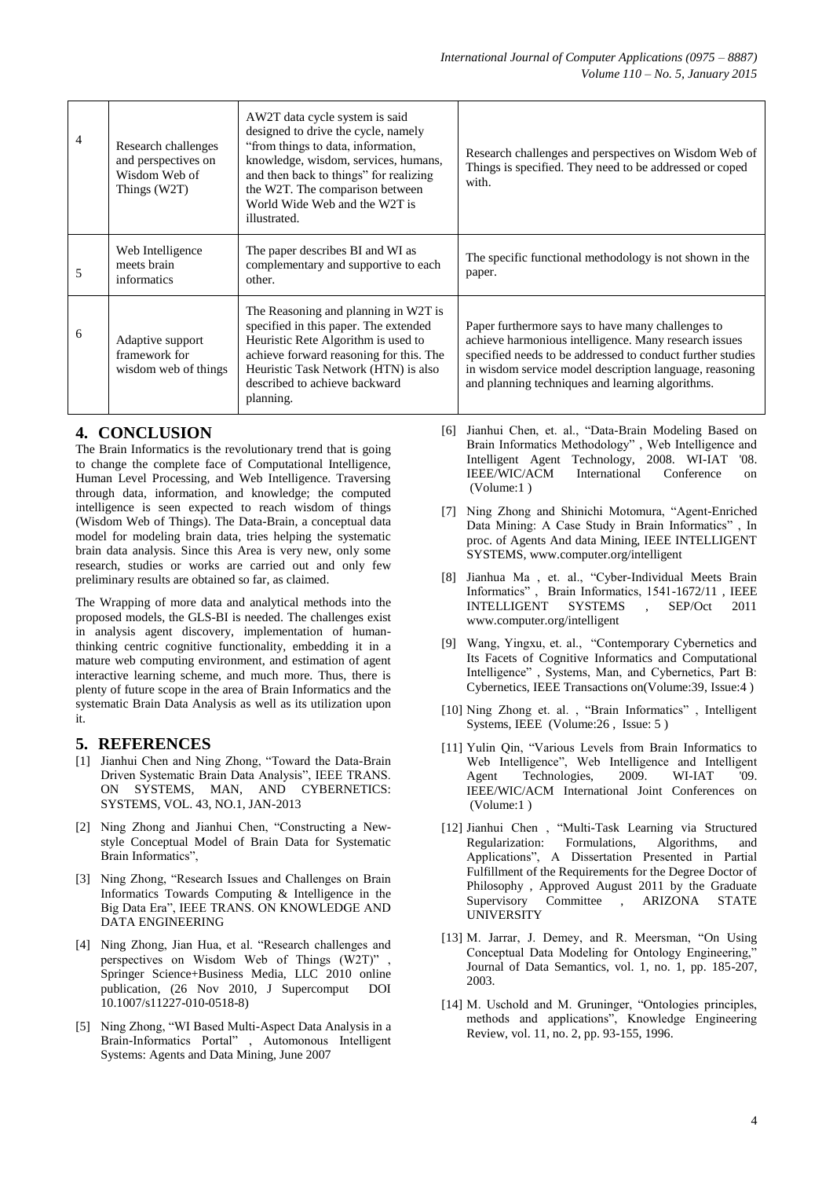| 4 | Research challenges and perspectives on Wisdom Web of Things (W2T) | AW2T data cycle system is said designed to drive the cycle, namely "from things to data, information, knowledge, wisdom, services, humans, and then back to things" for realizing the W2T. The comparison between World Wide Web and the W2T is illustrated. | Research challenges and perspectives on Wisdom Web of Things is specified. They need to be addressed or coped with. |
|---|---|---|---|
| 5 | Web Intelligence meets brain informatics | The paper describes BI and WI as complementary and supportive to each other. | The specific functional methodology is not shown in the paper. |
| 6 | Adaptive support framework for wisdom web of things | The Reasoning and planning in W2T is specified in this paper. The extended Heuristic Rete Algorithm is used to achieve forward reasoning for this. The Heuristic Task Network (HTN) is also described to achieve backward planning. | Paper furthermore says to have many challenges to achieve harmonious intelligence. Many research issues specified needs to be addressed to conduct further studies in wisdom service model description language, reasoning and planning techniques and learning algorithms. |

## 4. CONCLUSION

The Brain Informatics is the revolutionary trend that is going to change the complete face of Computational Intelligence, Human Level Processing, and Web Intelligence. Traversing through data, information, and knowledge; the computed intelligence is seen expected to reach wisdom of things (Wisdom Web of Things). The Data-Brain, a conceptual data model for modeling brain data, tries helping the systematic brain data analysis. Since this Area is very new, only some research, studies or works are carried out and only few preliminary results are obtained so far, as claimed.

The Wrapping of more data and analytical methods into the proposed models, the GLS-BI is needed. The challenges exist in analysis agent discovery, implementation of human-thinking centric cognitive functionality, embedding it in a mature web computing environment, and estimation of agent interactive learning scheme, and much more. Thus, there is plenty of future scope in the area of Brain Informatics and the systematic Brain Data Analysis as well as its utilization upon it.

## 5. REFERENCES

[1] Jianhui Chen and Ning Zhong, "Toward the Data-Brain Driven Systematic Brain Data Analysis", IEEE TRANS. ON SYSTEMS, MAN, AND CYBERNETICS: SYSTEMS, VOL. 43, NO.1, JAN-2013

[2] Ning Zhong and Jianhui Chen, "Constructing a New-style Conceptual Model of Brain Data for Systematic Brain Informatics",

[3] Ning Zhong, "Research Issues and Challenges on Brain Informatics Towards Computing & Intelligence in the Big Data Era", IEEE TRANS. ON KNOWLEDGE AND DATA ENGINEERING

[4] Ning Zhong, Jian Hua, et al. "Research challenges and perspectives on Wisdom Web of Things (W2T)" , Springer Science+Business Media, LLC 2010 online publication, (26 Nov 2010, J Supercomput DOI 10.1007/s11227-010-0518-8)

[5] Ning Zhong, "WI Based Multi-Aspect Data Analysis in a Brain-Informatics Portal" , Automonous Intelligent Systems: Agents and Data Mining, June 2007

[6] Jianhui Chen, et. al., "Data-Brain Modeling Based on Brain Informatics Methodology" , Web Intelligence and Intelligent Agent Technology, 2008. WI-IAT '08. IEEE/WIC/ACM International Conference on (Volume:1 )

[7] Ning Zhong and Shinichi Motomura, "Agent-Enriched Data Mining: A Case Study in Brain Informatics" , In proc. of Agents And data Mining, IEEE INTELLIGENT SYSTEMS, www.computer.org/intelligent

[8] Jianhua Ma , et. al., "Cyber-Individual Meets Brain Informatics" , Brain Informatics, 1541-1672/11 , IEEE INTELLIGENT SYSTEMS , SEP/Oct 2011 www.computer.org/intelligent

[9] Wang, Yingxu, et. al., "Contemporary Cybernetics and Its Facets of Cognitive Informatics and Computational Intelligence" , Systems, Man, and Cybernetics, Part B: Cybernetics, IEEE Transactions on(Volume:39, Issue:4 )

[10] Ning Zhong et. al. , "Brain Informatics" , Intelligent Systems, IEEE (Volume:26 , Issue: 5 )

[11] Yulin Qin, "Various Levels from Brain Informatics to Web Intelligence", Web Intelligence and Intelligent Agent Technologies, 2009. WI-IAT '09. IEEE/WIC/ACM International Joint Conferences on (Volume:1 )

[12] Jianhui Chen , "Multi-Task Learning via Structured Regularization: Formulations, Algorithms, and Applications", A Dissertation Presented in Partial Fulfillment of the Requirements for the Degree Doctor of Philosophy , Approved August 2011 by the Graduate Supervisory Committee , ARIZONA STATE UNIVERSITY

[13] M. Jarrar, J. Demey, and R. Meersman, "On Using Conceptual Data Modeling for Ontology Engineering," Journal of Data Semantics, vol. 1, no. 1, pp. 185-207, 2003.

[14] M. Uschold and M. Gruninger, "Ontologies principles, methods and applications", Knowledge Engineering Review, vol. 11, no. 2, pp. 93-155, 1996.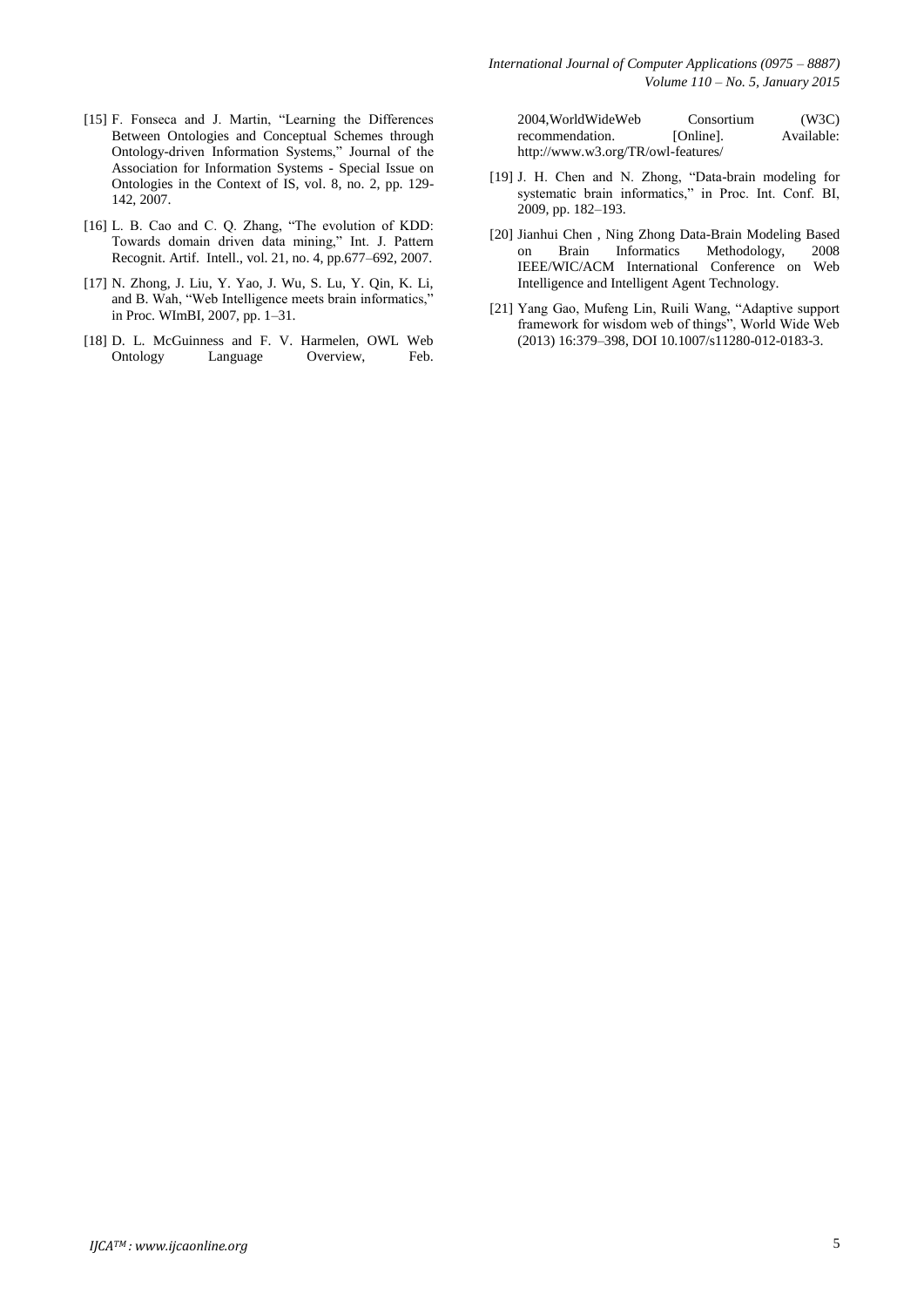[15] F. Fonseca and J. Martin, "Learning the Differences Between Ontologies and Conceptual Schemes through Ontology-driven Information Systems," Journal of the Association for Information Systems - Special Issue on Ontologies in the Context of IS, vol. 8, no. 2, pp. 129-142, 2007.

[16] L. B. Cao and C. Q. Zhang, "The evolution of KDD: Towards domain driven data mining," Int. J. Pattern Recognit. Artif. Intell., vol. 21, no. 4, pp.677–692, 2007.

[17] N. Zhong, J. Liu, Y. Yao, J. Wu, S. Lu, Y. Qin, K. Li, and B. Wah, "Web Intelligence meets brain informatics," in Proc. WImBI, 2007, pp. 1–31.

[18] D. L. McGuinness and F. V. Harmelen, OWL Web Ontology Language Overview, Feb. 2004,WorldWideWeb Consortium (W3C) recommendation. [Online]. Available: http://www.w3.org/TR/owl-features/

[19] J. H. Chen and N. Zhong, "Data-brain modeling for systematic brain informatics," in Proc. Int. Conf. BI, 2009, pp. 182–193.

[20] Jianhui Chen , Ning Zhong Data-Brain Modeling Based on Brain Informatics Methodology, 2008 IEEE/WIC/ACM International Conference on Web Intelligence and Intelligent Agent Technology.

[21] Yang Gao, Mufeng Lin, Ruili Wang, "Adaptive support framework for wisdom web of things", World Wide Web (2013) 16:379–398, DOI 10.1007/s11280-012-0183-3.